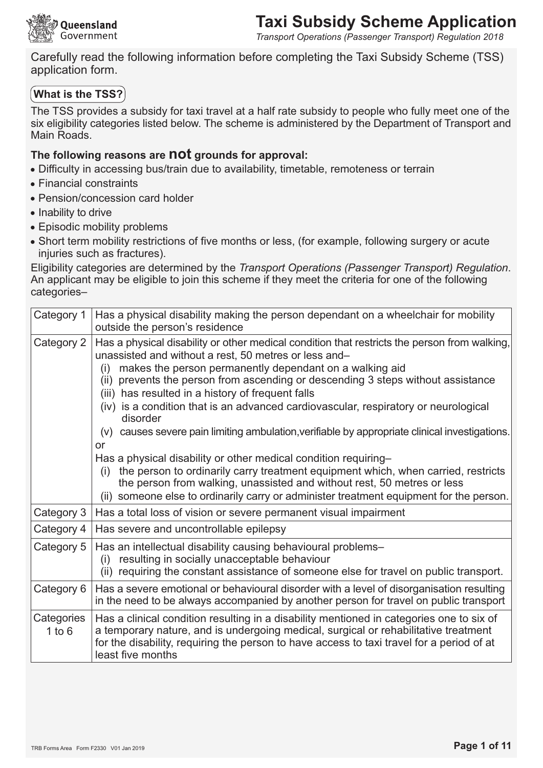# Taxi Subsidy Scheme Application

*Transport Operations (Passenger Transport) Regulation 2018*

Carefully read the following information before completing the Taxi Subsidy Scheme (TSS) application form.

## What is the TSS?

The TSS provides a subsidy for taxi travel at a half rate subsidy to people who fully meet one of the six eligibility categories listed below. The scheme is administered by the Department of Transport and Main Roads.

**The following reasons are not grounds for approval:**

- Difficulty in accessing bus/train due to availability, timetable, remoteness or terrain
- Financial constraints
- Pension/concession card holder
- Inability to drive
- Episodic mobility problems
- Short term mobility restrictions of five months or less, (for example, following surgery or acute injuries such as fractures).

Eligibility categories are determined by the *Transport Operations (Passenger Transport) Regulation*. An applicant may be eligible to join this scheme if they meet the criteria for one of the following categories–

| | |
|---|---|
| Category 1 | Has a physical disability making the person dependant on a wheelchair for mobility outside the person's residence |
| Category 2 | Has a physical disability or other medical condition that restricts the person from walking, unassisted and without a rest, 50 metres or less and–<br>(i) makes the person permanently dependant on a walking aid<br>(ii) prevents the person from ascending or descending 3 steps without assistance<br>(iii) has resulted in a history of frequent falls<br>(iv) is a condition that is an advanced cardiovascular, respiratory or neurological disorder<br>(v) causes severe pain limiting ambulation,verifiable by appropriate clinical investigations.<br>or<br>Has a physical disability or other medical condition requiring–<br>(i) the person to ordinarily carry treatment equipment which, when carried, restricts the person from walking, unassisted and without rest, 50 metres or less<br>(ii) someone else to ordinarily carry or administer treatment equipment for the person. |
| Category 3 | Has a total loss of vision or severe permanent visual impairment |
| Category 4 | Has severe and uncontrollable epilepsy |
| Category 5 | Has an intellectual disability causing behavioural problems–<br>(i) resulting in socially unacceptable behaviour<br>(ii) requiring the constant assistance of someone else for travel on public transport. |
| Category 6 | Has a severe emotional or behavioural disorder with a level of disorganisation resulting in the need to be always accompanied by another person for travel on public transport |
| Categories 1 to 6 | Has a clinical condition resulting in a disability mentioned in categories one to six of a temporary nature, and is undergoing medical, surgical or rehabilitative treatment for the disability, requiring the person to have access to taxi travel for a period of at least five months |

TRB Forms Area Form F2330 V01 Jan 2019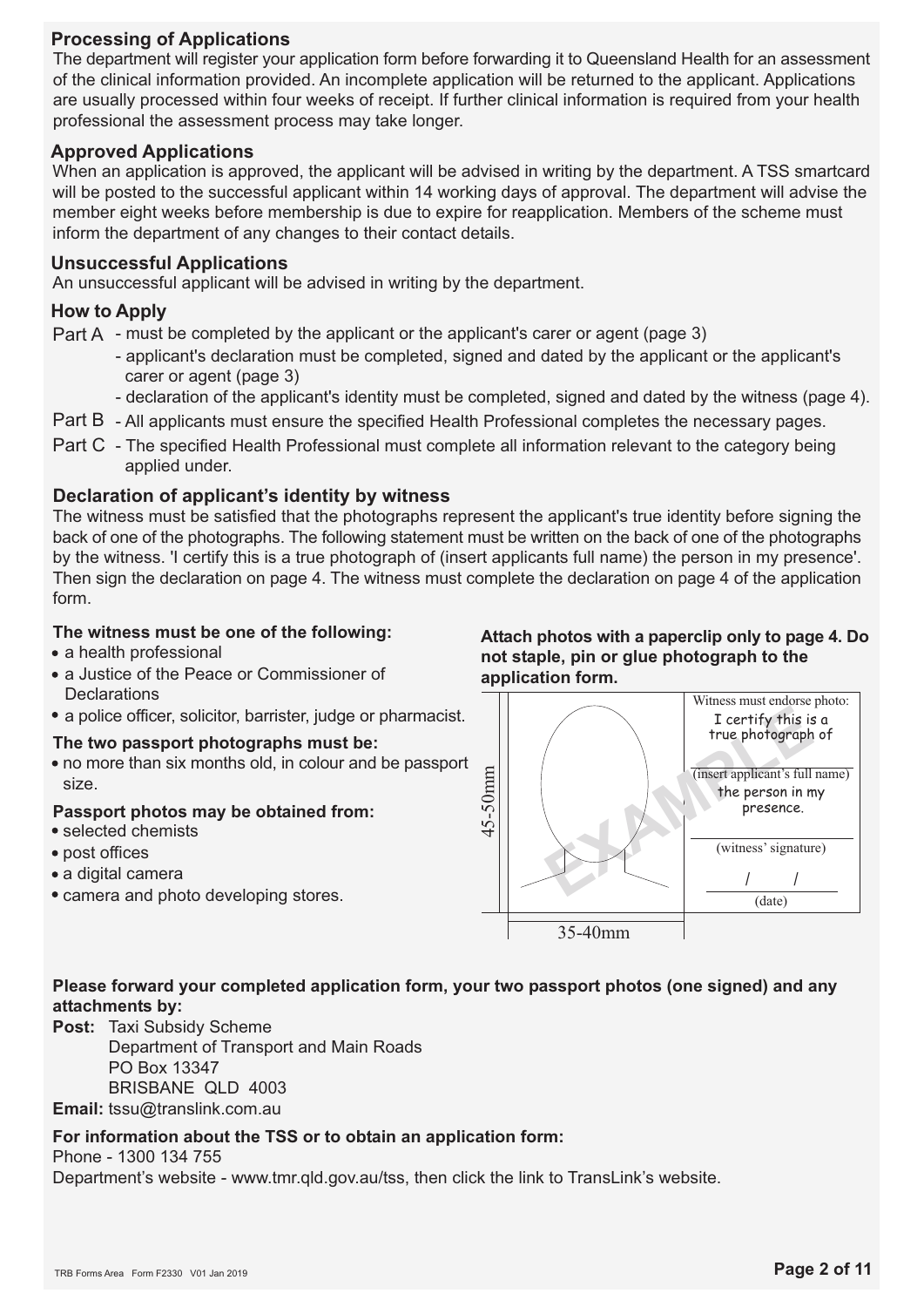## Processing of Applications

The department will register your application form before forwarding it to Queensland Health for an assessment of the clinical information provided. An incomplete application will be returned to the applicant. Applications are usually processed within four weeks of receipt. If further clinical information is required from your health professional the assessment process may take longer.

## Approved Applications

When an application is approved, the applicant will be advised in writing by the department. A TSS smartcard will be posted to the successful applicant within 14 working days of approval. The department will advise the member eight weeks before membership is due to expire for reapplication. Members of the scheme must inform the department of any changes to their contact details.

## Unsuccessful Applications

An unsuccessful applicant will be advised in writing by the department.

## How to Apply

Part A - must be completed by the applicant or the applicant's carer or agent (page 3)
- applicant's declaration must be completed, signed and dated by the applicant or the applicant's carer or agent (page 3)
- declaration of the applicant's identity must be completed, signed and dated by the witness (page 4).

Part B - All applicants must ensure the specified Health Professional completes the necessary pages.

Part C - The specified Health Professional must complete all information relevant to the category being applied under.

## Declaration of applicant's identity by witness

The witness must be satisfied that the photographs represent the applicant's true identity before signing the back of one of the photographs. The following statement must be written on the back of one of the photographs by the witness. 'I certify this is a true photograph of (insert applicants full name) the person in my presence'. Then sign the declaration on page 4. The witness must complete the declaration on page 4 of the application form.

**The witness must be one of the following:**

- a health professional
- a Justice of the Peace or Commissioner of Declarations
- a police officer, solicitor, barrister, judge or pharmacist.

**The two passport photographs must be:**

- no more than six months old, in colour and be passport size.

**Passport photos may be obtained from:**

- selected chemists
- post offices
- a digital camera
- camera and photo developing stores.

**Attach photos with a paperclip only to page 4. Do not staple, pin or glue photograph to the application form.**

45-50mm

35-40mm

EXAMPLE

Witness must endorse photo:

I certify this is a true photograph of

(insert applicant's full name)

the person in my presence.

(witness' signature)

/ /

(date)

**Please forward your completed application form, your two passport photos (one signed) and any attachments by:**

**Post:** Taxi Subsidy Scheme
Department of Transport and Main Roads
PO Box 13347
BRISBANE QLD 4003

**Email:** tssu@translink.com.au

**For information about the TSS or to obtain an application form:**

Phone - 1300 134 755

Department's website - www.tmr.qld.gov.au/tss, then click the link to TransLink's website.

TRB Forms Area Form F2330 V01 Jan 2019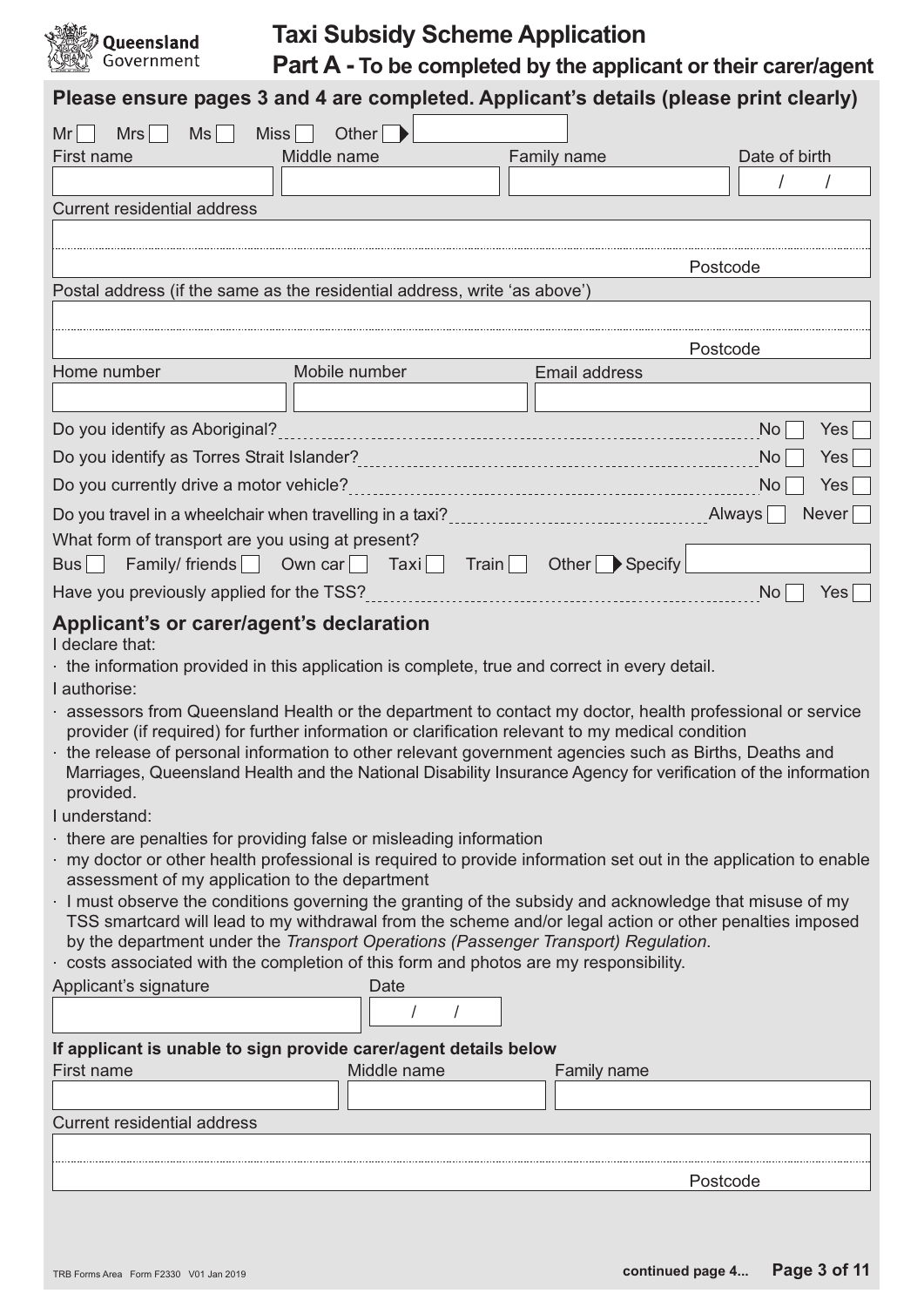# Taxi Subsidy Scheme Application

## Part A - To be completed by the applicant or their carer/agent

**Please ensure pages 3 and 4 are completed. Applicant's details (please print clearly)**

Mr ☐ Mrs ☐ Ms ☐ Miss ☐ Other ☐ ▶ ____________

| First name | Middle name | Family name | Date of birth |
|---|---|---|---|
| | | | / / |

Current residential address

____________________________________________

____________________________________________ Postcode

Postal address (if the same as the residential address, write 'as above')

____________________________________________

____________________________________________ Postcode

| Home number | Mobile number | Email address |
|---|---|---|
| | | |

Do you identify as Aboriginal? No ☐ Yes ☐

Do you identify as Torres Strait Islander? No ☐ Yes ☐

Do you currently drive a motor vehicle? No ☐ Yes ☐

Do you travel in a wheelchair when travelling in a taxi? Always ☐ Never ☐

What form of transport are you using at present?

Bus ☐ Family/ friends ☐ Own car ☐ Taxi ☐ Train ☐ Other ☐ ▶ Specify ____________

Have you previously applied for the TSS? No ☐ Yes ☐

### Applicant's or carer/agent's declaration

I declare that:

- the information provided in this application is complete, true and correct in every detail.

I authorise:

- assessors from Queensland Health or the department to contact my doctor, health professional or service provider (if required) for further information or clarification relevant to my medical condition
- the release of personal information to other relevant government agencies such as Births, Deaths and Marriages, Queensland Health and the National Disability Insurance Agency for verification of the information provided.

I understand:

- there are penalties for providing false or misleading information
- my doctor or other health professional is required to provide information set out in the application to enable assessment of my application to the department
- I must observe the conditions governing the granting of the subsidy and acknowledge that misuse of my TSS smartcard will lead to my withdrawal from the scheme and/or legal action or other penalties imposed by the department under the *Transport Operations (Passenger Transport) Regulation.*
- costs associated with the completion of this form and photos are my responsibility.

| Applicant's signature | Date |
|---|---|
| | / / |

**If applicant is unable to sign provide carer/agent details below**

| First name | Middle name | Family name |
|---|---|---|
| | | |

Current residential address

____________________________________________

____________________________________________ Postcode

TRB Forms Area Form F2330 V01 Jan 2019

continued page 4...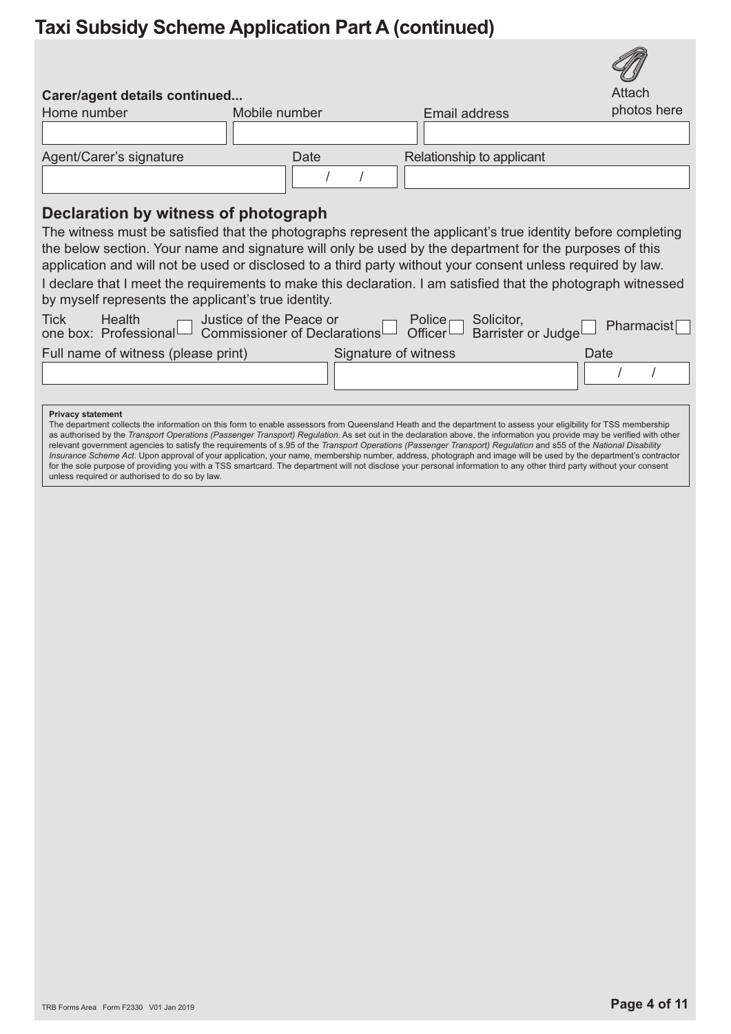# Taxi Subsidy Scheme Application Part A (continued)

Attach photos here

**Carer/agent details continued...**

| Home number | Mobile number | Email address |
|---|---|---|
| | | |

| Agent/Carer's signature | Date | Relationship to applicant |
|---|---|---|
| | / / | |

## Declaration by witness of photograph

The witness must be satisfied that the photographs represent the applicant's true identity before completing the below section. Your name and signature will only be used by the department for the purposes of this application and will not be used or disclosed to a third party without your consent unless required by law.

I declare that I meet the requirements to make this declaration. I am satisfied that the photograph witnessed by myself represents the applicant's true identity.

Tick one box: Health Professional ☐ Justice of the Peace or Commissioner of Declarations ☐ Police Officer ☐ Solicitor, Barrister or Judge ☐ Pharmacist ☐

| Full name of witness (please print) | Signature of witness | Date |
|---|---|---|
| | | / / |

**Privacy statement**

The department collects the information on this form to enable assessors from Queensland Heath and the department to assess your eligibility for TSS membership as authorised by the *Transport Operations (Passenger Transport) Regulation*. As set out in the declaration above, the information you provide may be verified with other relevant government agencies to satisfy the requirements of s.95 of the *Transport Operations (Passenger Transport) Regulation* and s55 of the *National Disability Insurance Scheme Act*. Upon approval of your application, your name, membership number, address, photograph and image will be used by the department's contractor for the sole purpose of providing you with a TSS smartcard. The department will not disclose your personal information to any other third party without your consent unless required or authorised to do so by law.

TRB Forms Area Form F2330 V01 Jan 2019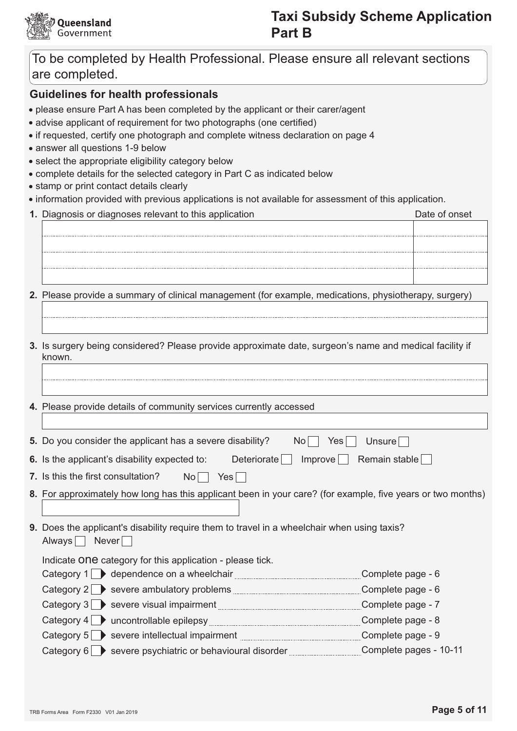# Taxi Subsidy Scheme Application Part B

To be completed by Health Professional. Please ensure all relevant sections are completed.

## Guidelines for health professionals

- please ensure Part A has been completed by the applicant or their carer/agent
- advise applicant of requirement for two photographs (one certified)
- if requested, certify one photograph and complete witness declaration on page 4
- answer all questions 1-9 below
- select the appropriate eligibility category below
- complete details for the selected category in Part C as indicated below
- stamp or print contact details clearly
- information provided with previous applications is not available for assessment of this application.

**1.** Diagnosis or diagnoses relevant to this application

| Diagnosis | Date of onset |
| --- | --- |
| | |
| | |
| | |
| | |

**2.** Please provide a summary of clinical management (for example, medications, physiotherapy, surgery)

&nbsp;

**3.** Is surgery being considered? Please provide approximate date, surgeon's name and medical facility if known.

&nbsp;

**4.** Please provide details of community services currently accessed

&nbsp;

**5.** Do you consider the applicant has a severe disability? No ☐ Yes ☐ Unsure ☐

**6.** Is the applicant's disability expected to: Deteriorate ☐ Improve ☐ Remain stable ☐

**7.** Is this the first consultation? No ☐ Yes ☐

**8.** For approximately how long has this applicant been in your care? (for example, five years or two months)

&nbsp;

**9.** Does the applicant's disability require them to travel in a wheelchair when using taxis?
Always ☐ Never ☐

Indicate one category for this application - please tick.

- Category 1 ☐ dependence on a wheelchair ........ Complete page - 6
- Category 2 ☐ severe ambulatory problems ........ Complete page - 6
- Category 3 ☐ severe visual impairment ........ Complete page - 7
- Category 4 ☐ uncontrollable epilepsy ........ Complete page - 8
- Category 5 ☐ severe intellectual impairment ........ Complete page - 9
- Category 6 ☐ severe psychiatric or behavioural disorder ........ Complete pages - 10-11

TRB Forms Area Form F2330 V01 Jan 2019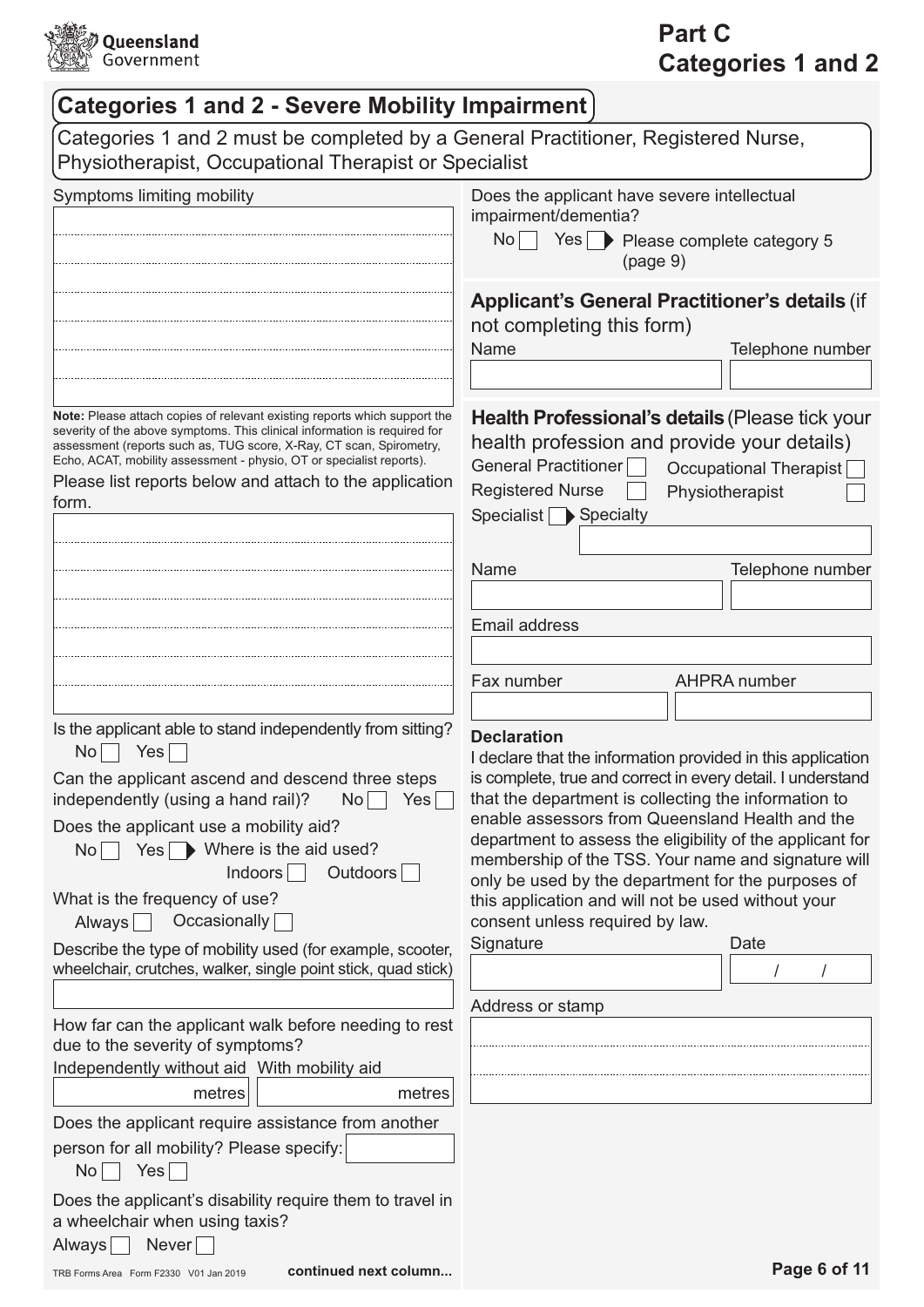# Part C Categories 1 and 2

## Categories 1 and 2 - Severe Mobility Impairment

Categories 1 and 2 must be completed by a General Practitioner, Registered Nurse, Physiotherapist, Occupational Therapist or Specialist

Symptoms limiting mobility

**Note:** Please attach copies of relevant existing reports which support the severity of the above symptoms. This clinical information is required for assessment (reports such as, TUG score, X-Ray, CT scan, Spirometry, Echo, ACAT, mobility assessment - physio, OT or specialist reports).

Please list reports below and attach to the application form.

Is the applicant able to stand independently from sitting?
No ☐ Yes ☐

Can the applicant ascend and descend three steps independently (using a hand rail)? No ☐ Yes ☐

Does the applicant use a mobility aid?
No ☐ Yes ☐ ▶ Where is the aid used? Indoors ☐ Outdoors ☐

What is the frequency of use?
Always ☐ Occasionally ☐

Describe the type of mobility used (for example, scooter, wheelchair, crutches, walker, single point stick, quad stick)

How far can the applicant walk before needing to rest due to the severity of symptoms?

Independently without aid ______ metres

With mobility aid ______ metres

Does the applicant require assistance from another person for all mobility? Please specify:
No ☐ Yes ☐

Does the applicant's disability require them to travel in a wheelchair when using taxis?
Always ☐ Never ☐

continued next column...

Does the applicant have severe intellectual impairment/dementia?
No ☐ Yes ☐ ▶ Please complete category 5 (page 9)

### Applicant's General Practitioner's details (if not completing this form)

Name

Telephone number

### Health Professional's details (Please tick your health profession and provide your details)

General Practitioner ☐ Occupational Therapist ☐
Registered Nurse ☐ Physiotherapist ☐
Specialist ☐ ▶ Specialty

Name

Telephone number

Email address

Fax number

AHPRA number

**Declaration**

I declare that the information provided in this application is complete, true and correct in every detail. I understand that the department is collecting the information to enable assessors from Queensland Health and the department to assess the eligibility of the applicant for membership of the TSS. Your name and signature will only be used by the department for the purposes of this application and will not be used without your consent unless required by law.

Signature

Date / /

Address or stamp

TRB Forms Area Form F2330 V01 Jan 2019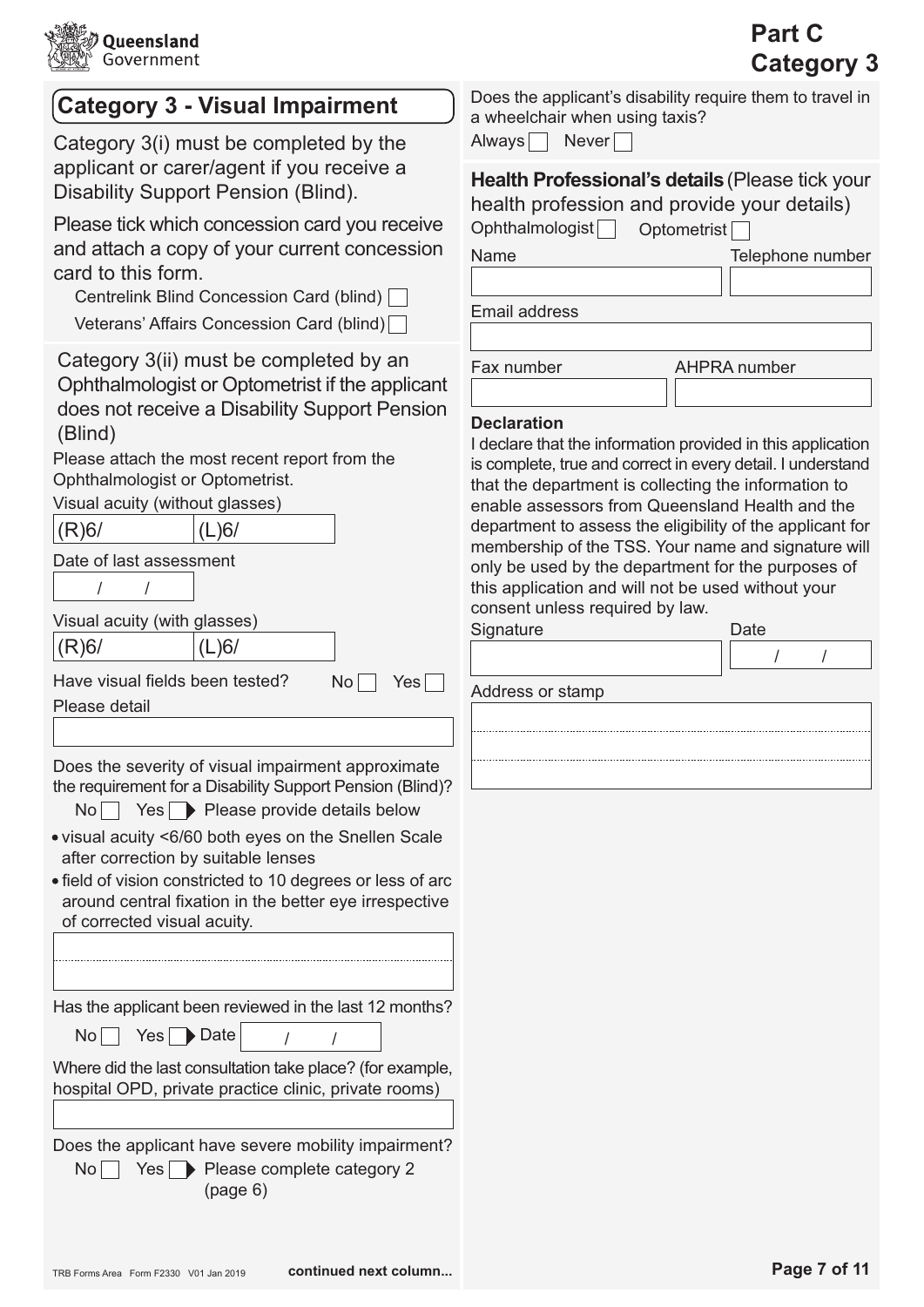# Part C Category 3

## Category 3 - Visual Impairment

Category 3(i) must be completed by the applicant or carer/agent if you receive a Disability Support Pension (Blind).

Please tick which concession card you receive and attach a copy of your current concession card to this form.

- Centrelink Blind Concession Card (blind) ☐
- Veterans' Affairs Concession Card (blind) ☐

Category 3(ii) must be completed by an Ophthalmologist or Optometrist if the applicant does not receive a Disability Support Pension (Blind)

Please attach the most recent report from the Ophthalmologist or Optometrist.

Visual acuity (without glasses)

| (R)6/ | (L)6/ |
|---|---|

Date of last assessment

/ /

Visual acuity (with glasses)

| (R)6/ | (L)6/ |
|---|---|

Have visual fields been tested? No ☐ Yes ☐

Please detail

Does the severity of visual impairment approximate the requirement for a Disability Support Pension (Blind)?

No ☐ Yes ☐ ▶ Please provide details below

- visual acuity <6/60 both eyes on the Snellen Scale after correction by suitable lenses
- field of vision constricted to 10 degrees or less of arc around central fixation in the better eye irrespective of corrected visual acuity.

Has the applicant been reviewed in the last 12 months?

No ☐ Yes ☐ ▶ Date / /

Where did the last consultation take place? (for example, hospital OPD, private practice clinic, private rooms)

Does the applicant have severe mobility impairment?

No ☐ Yes ☐ ▶ Please complete category 2 (page 6)

continued next column...

Does the applicant's disability require them to travel in a wheelchair when using taxis?

Always ☐ Never ☐

**Health Professional's details** (Please tick your health profession and provide your details)

Ophthalmologist ☐ Optometrist ☐

Name

Telephone number

Email address

Fax number

AHPRA number

**Declaration**

I declare that the information provided in this application is complete, true and correct in every detail. I understand that the department is collecting the information to enable assessors from Queensland Health and the department to assess the eligibility of the applicant for membership of the TSS. Your name and signature will only be used by the department for the purposes of this application and will not be used without your consent unless required by law.

Signature

Date / /

Address or stamp

TRB Forms Area Form F2330 V01 Jan 2019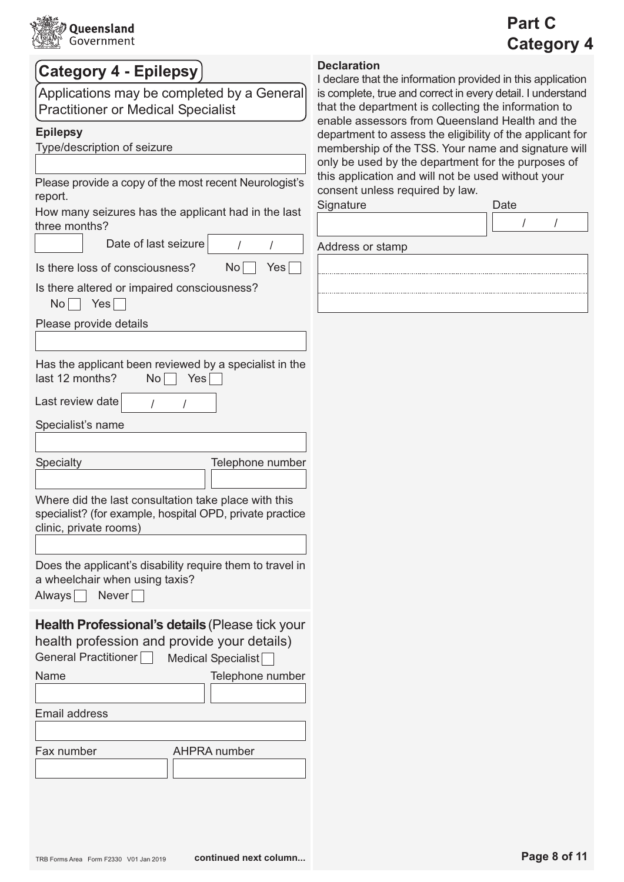# Part C Category 4

## Category 4 - Epilepsy

Applications may be completed by a General Practitioner or Medical Specialist

### Epilepsy

Type/description of seizure

Please provide a copy of the most recent Neurologist's report.

How many seizures has the applicant had in the last three months?

Date of last seizure / /

Is there loss of consciousness? No ☐ Yes ☐

Is there altered or impaired consciousness?
No ☐ Yes ☐

Please provide details

Has the applicant been reviewed by a specialist in the last 12 months? No ☐ Yes ☐

Last review date / /

Specialist's name

Specialty

Telephone number

Where did the last consultation take place with this specialist? (for example, hospital OPD, private practice clinic, private rooms)

Does the applicant's disability require them to travel in a wheelchair when using taxis?
Always ☐ Never ☐

### Health Professional's details (Please tick your health profession and provide your details)

General Practitioner ☐ Medical Specialist ☐

Name

Telephone number

Email address

Fax number

AHPRA number

TRB Forms Area Form F2330 V01 Jan 2019

**continued next column...**

### Declaration

I declare that the information provided in this application is complete, true and correct in every detail. I understand that the department is collecting the information to enable assessors from Queensland Health and the department to assess the eligibility of the applicant for membership of the TSS. Your name and signature will only be used by the department for the purposes of this application and will not be used without your consent unless required by law.

Signature

Date / /

Address or stamp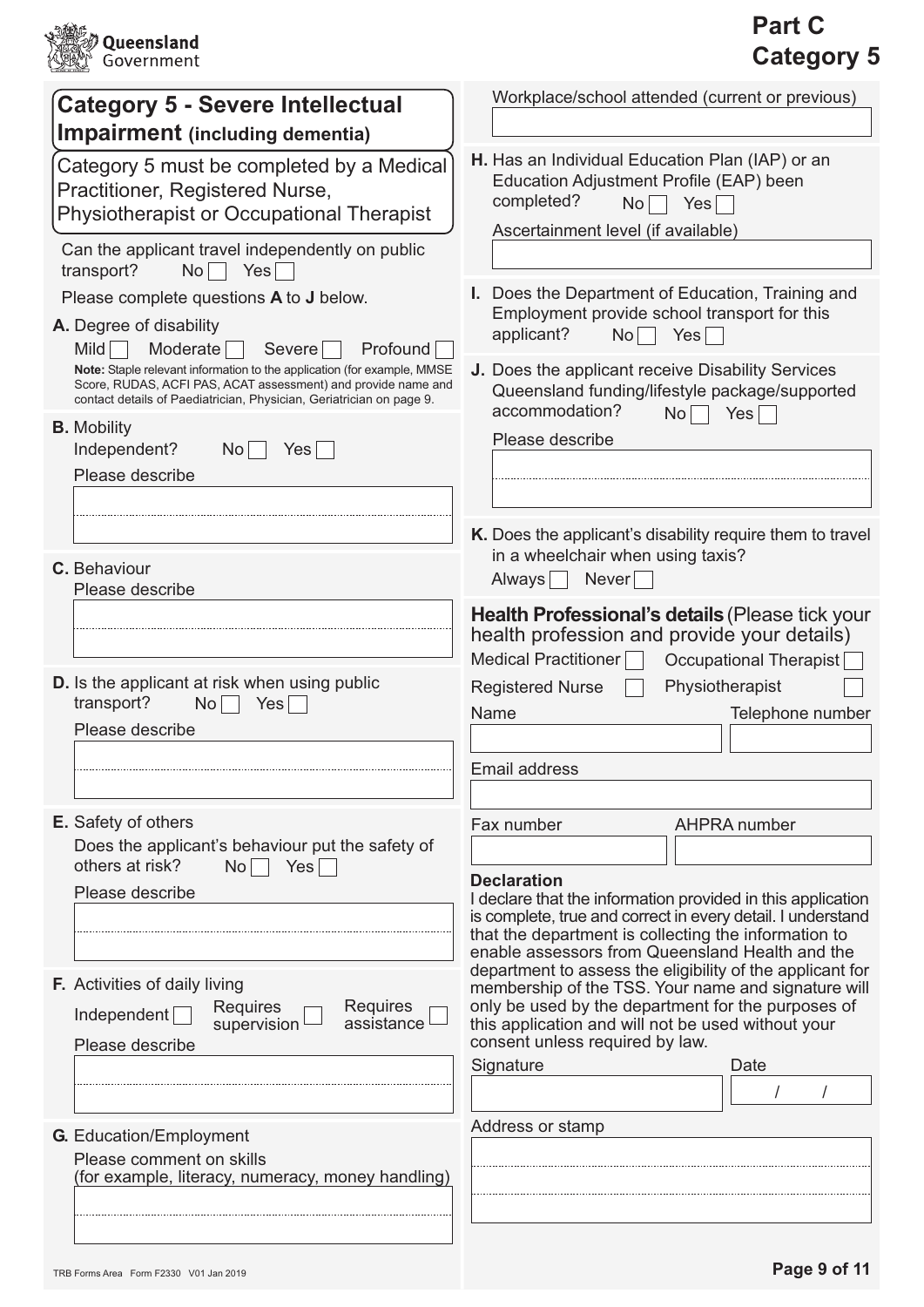Queensland Government

# Part C
# Category 5

## Category 5 - Severe Intellectual Impairment (including dementia)

Category 5 must be completed by a Medical Practitioner, Registered Nurse, Physiotherapist or Occupational Therapist

Can the applicant travel independently on public transport? No ☐ Yes ☐

Please complete questions **A** to **J** below.

**A.** Degree of disability

Mild ☐ Moderate ☐ Severe ☐ Profound ☐

**Note:** Staple relevant information to the application (for example, MMSE Score, RUDAS, ACFI PAS, ACAT assessment) and provide name and contact details of Paediatrician, Physician, Geriatrician on page 9.

**B.** Mobility

Independent? No ☐ Yes ☐

Please describe

**C.** Behaviour

Please describe

**D.** Is the applicant at risk when using public transport? No ☐ Yes ☐

Please describe

**E.** Safety of others

Does the applicant's behaviour put the safety of others at risk? No ☐ Yes ☐

Please describe

**F.** Activities of daily living

Independent ☐ Requires supervision ☐ Requires assistance ☐

Please describe

**G.** Education/Employment

Please comment on skills (for example, literacy, numeracy, money handling)

Workplace/school attended (current or previous)

**H.** Has an Individual Education Plan (IAP) or an Education Adjustment Profile (EAP) been completed? No ☐ Yes ☐

Ascertainment level (if available)

**I.** Does the Department of Education, Training and Employment provide school transport for this applicant? No ☐ Yes ☐

**J.** Does the applicant receive Disability Services Queensland funding/lifestyle package/supported accommodation? No ☐ Yes ☐

Please describe

**K.** Does the applicant's disability require them to travel in a wheelchair when using taxis?

Always ☐ Never ☐

### Health Professional's details (Please tick your health profession and provide your details)

Medical Practitioner ☐ Occupational Therapist ☐

Registered Nurse ☐ Physiotherapist ☐

Name

Telephone number

Email address

Fax number

AHPRA number

**Declaration**

I declare that the information provided in this application is complete, true and correct in every detail. I understand that the department is collecting the information to enable assessors from Queensland Health and the department to assess the eligibility of the applicant for membership of the TSS. Your name and signature will only be used by the department for the purposes of this application and will not be used without your consent unless required by law.

Signature

Date / /

Address or stamp

TRB Forms Area Form F2330 V01 Jan 2019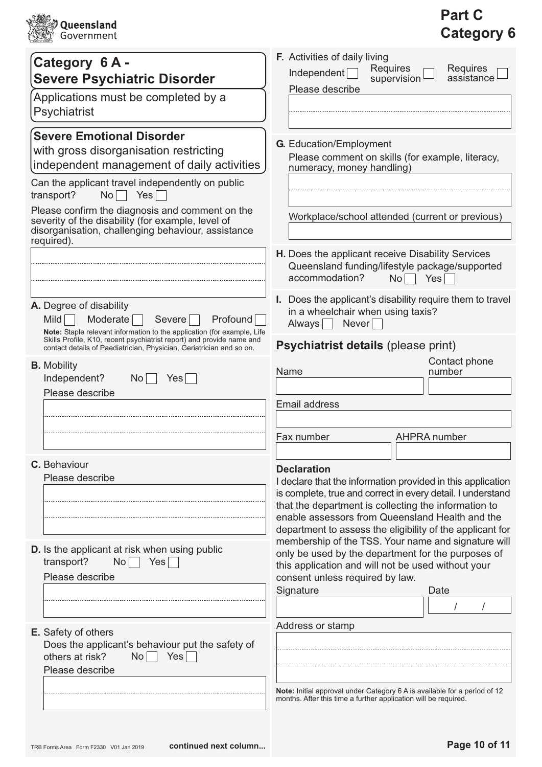**Part C**
**Category 6**

## Category 6 A - Severe Psychiatric Disorder

Applications must be completed by a Psychiatrist

### Severe Emotional Disorder

with gross disorganisation restricting independent management of daily activities

Can the applicant travel independently on public transport? No ☐ Yes ☐

Please confirm the diagnosis and comment on the severity of the disability (for example, level of disorganisation, challenging behaviour, assistance required).

**A.** Degree of disability

Mild ☐ Moderate ☐ Severe ☐ Profound ☐

**Note:** Staple relevant information to the application (for example, Life Skills Profile, K10, recent psychiatrist report) and provide name and contact details of Paediatrician, Physician, Geriatrician and so on.

**B.** Mobility

Independent? No ☐ Yes ☐

Please describe

**C.** Behaviour

Please describe

**D.** Is the applicant at risk when using public transport? No ☐ Yes ☐

Please describe

**E.** Safety of others

Does the applicant's behaviour put the safety of others at risk? No ☐ Yes ☐

Please describe

continued next column...

**F.** Activities of daily living

Independent ☐ Requires supervision ☐ Requires assistance ☐

Please describe

**G.** Education/Employment

Please comment on skills (for example, literacy, numeracy, money handling)

Workplace/school attended (current or previous)

**H.** Does the applicant receive Disability Services Queensland funding/lifestyle package/supported accommodation? No ☐ Yes ☐

**I.** Does the applicant's disability require them to travel in a wheelchair when using taxis?

Always ☐ Never ☐

## Psychiatrist details (please print)

Name

Contact phone number

Email address

Fax number

AHPRA number

**Declaration**

I declare that the information provided in this application is complete, true and correct in every detail. I understand that the department is collecting the information to enable assessors from Queensland Health and the department to assess the eligibility of the applicant for membership of the TSS. Your name and signature will only be used by the department for the purposes of this application and will not be used without your consent unless required by law.

Signature

Date / /

Address or stamp

**Note:** Initial approval under Category 6 A is available for a period of 12 months. After this time a further application will be required.

TRB Forms Area Form F2330 V01 Jan 2019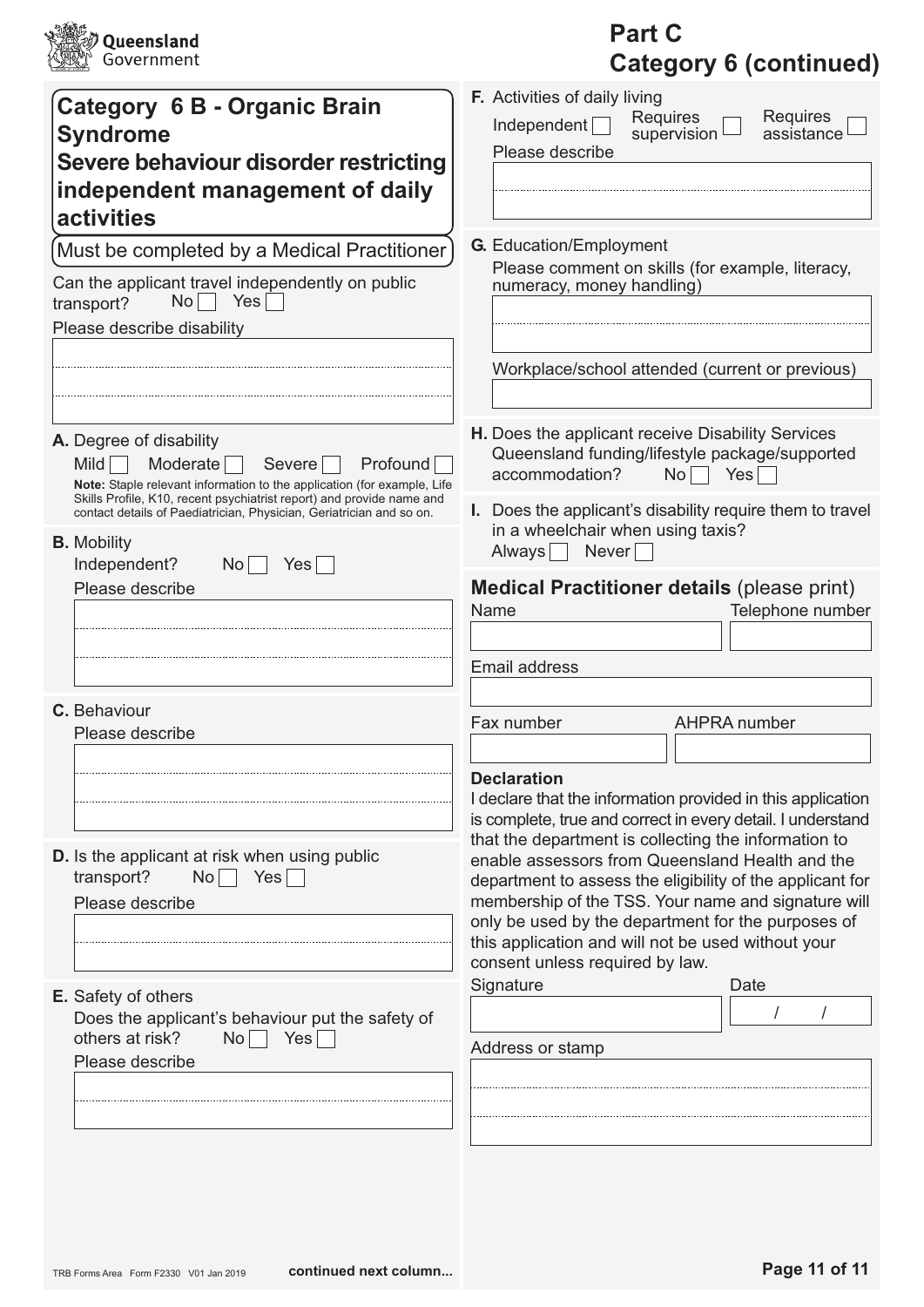Queensland Government

# Part C
# Category 6 (continued)

## Category 6 B - Organic Brain Syndrome
## Severe behaviour disorder restricting independent management of daily activities

Must be completed by a Medical Practitioner

Can the applicant travel independently on public transport? No ☐ Yes ☐

Please describe disability

**A.** Degree of disability
Mild ☐ Moderate ☐ Severe ☐ Profound ☐

**Note:** Staple relevant information to the application (for example, Life Skills Profile, K10, recent psychiatrist report) and provide name and contact details of Paediatrician, Physician, Geriatrician and so on.

**B.** Mobility
Independent? No ☐ Yes ☐
Please describe

**C.** Behaviour
Please describe

**D.** Is the applicant at risk when using public transport? No ☐ Yes ☐
Please describe

**E.** Safety of others
Does the applicant's behaviour put the safety of others at risk? No ☐ Yes ☐
Please describe

TRB Forms Area Form F2330 V01 Jan 2019 **continued next column...**

**F.** Activities of daily living
Independent ☐ Requires supervision ☐ Requires assistance ☐
Please describe

**G.** Education/Employment
Please comment on skills (for example, literacy, numeracy, money handling)

Workplace/school attended (current or previous)

**H.** Does the applicant receive Disability Services Queensland funding/lifestyle package/supported accommodation? No ☐ Yes ☐

**I.** Does the applicant's disability require them to travel in a wheelchair when using taxis?
Always ☐ Never ☐

### Medical Practitioner details (please print)

Name

Telephone number

Email address

Fax number

AHPRA number

**Declaration**

I declare that the information provided in this application is complete, true and correct in every detail. I understand that the department is collecting the information to enable assessors from Queensland Health and the department to assess the eligibility of the applicant for membership of the TSS. Your name and signature will only be used by the department for the purposes of this application and will not be used without your consent unless required by law.

Signature

Date / /

Address or stamp